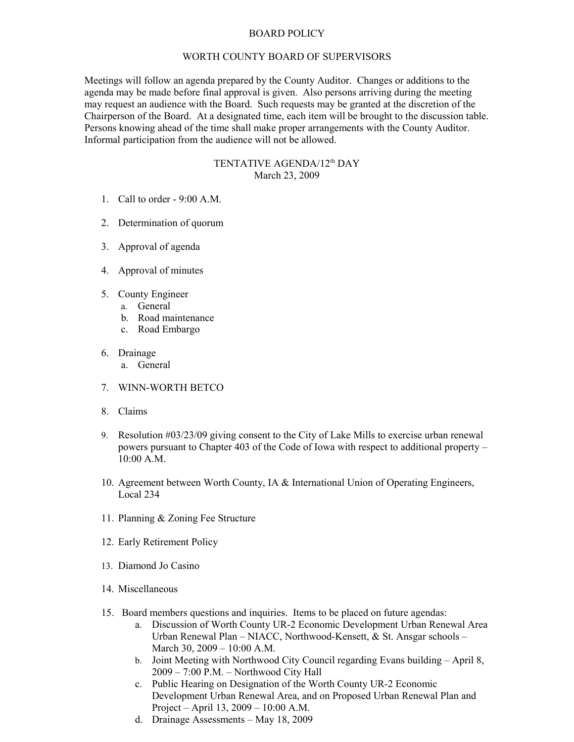# BOARD POLICY

## WORTH COUNTY BOARD OF SUPERVISORS

Meetings will follow an agenda prepared by the County Auditor. Changes or additions to the agenda may be made before final approval is given. Also persons arriving during the meeting may request an audience with the Board. Such requests may be granted at the discretion of the Chairperson of the Board. At a designated time, each item will be brought to the discussion table. Persons knowing ahead of the time shall make proper arrangements with the County Auditor. Informal participation from the audience will not be allowed.

## TENTATIVE AGENDA/12th DAY
March 23, 2009

1. Call to order - 9:00 A.M.

2. Determination of quorum

3. Approval of agenda

4. Approval of minutes

5. County Engineer
   a. General
   b. Road maintenance
   c. Road Embargo

6. Drainage
   a. General

7. WINN-WORTH BETCO

8. Claims

9. Resolution #03/23/09 giving consent to the City of Lake Mills to exercise urban renewal powers pursuant to Chapter 403 of the Code of Iowa with respect to additional property – 10:00 A.M.

10. Agreement between Worth County, IA & International Union of Operating Engineers, Local 234

11. Planning & Zoning Fee Structure

12. Early Retirement Policy

13. Diamond Jo Casino

14. Miscellaneous

15. Board members questions and inquiries. Items to be placed on future agendas:
    a. Discussion of Worth County UR-2 Economic Development Urban Renewal Area Urban Renewal Plan – NIACC, Northwood-Kensett, & St. Ansgar schools – March 30, 2009 – 10:00 A.M.
    b. Joint Meeting with Northwood City Council regarding Evans building – April 8, 2009 – 7:00 P.M. – Northwood City Hall
    c. Public Hearing on Designation of the Worth County UR-2 Economic Development Urban Renewal Area, and on Proposed Urban Renewal Plan and Project – April 13, 2009 – 10:00 A.M.
    d. Drainage Assessments – May 18, 2009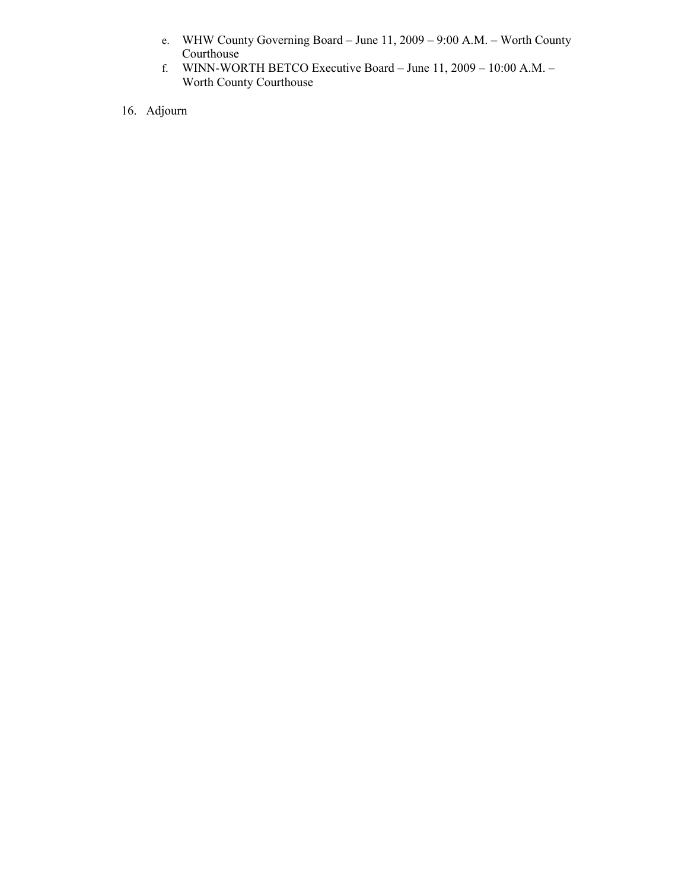e. WHW County Governing Board – June 11, 2009 – 9:00 A.M. – Worth County Courthouse
   f. WINN-WORTH BETCO Executive Board – June 11, 2009 – 10:00 A.M. – Worth County Courthouse

16. Adjourn